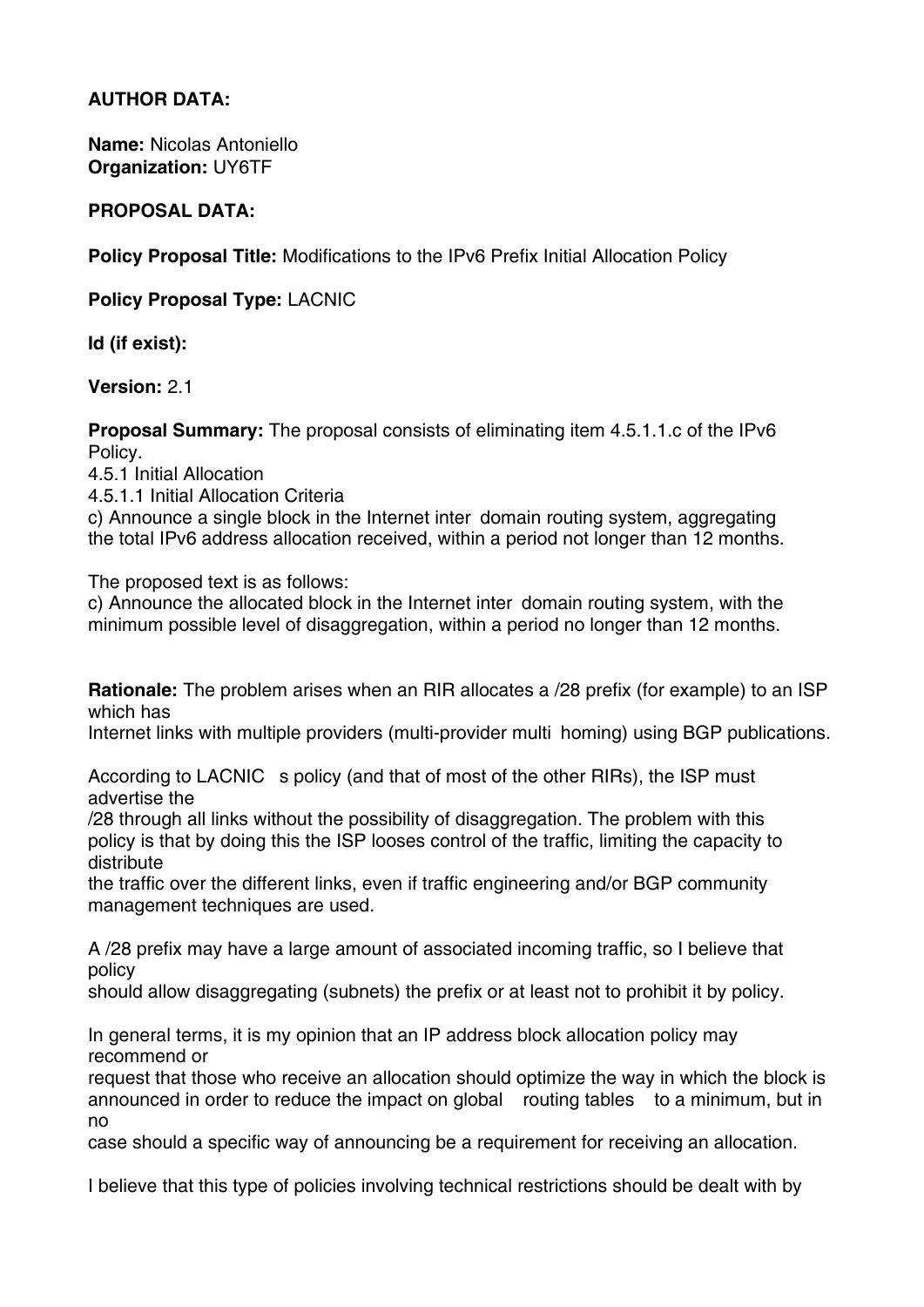**AUTHOR DATA:**

**Name:** Nicolas Antoniello
**Organization:** UY6TF

**PROPOSAL DATA:**

**Policy Proposal Title:** Modifications to the IPv6 Prefix Initial Allocation Policy

**Policy Proposal Type:** LACNIC

**Id (if exist):**

**Version:** 2.1

**Proposal Summary:** The proposal consists of eliminating item 4.5.1.1.c of the IPv6 Policy.
4.5.1 Initial Allocation
4.5.1.1 Initial Allocation Criteria
c) Announce a single block in the Internet inter domain routing system, aggregating the total IPv6 address allocation received, within a period not longer than 12 months.

The proposed text is as follows:
c) Announce the allocated block in the Internet inter domain routing system, with the minimum possible level of disaggregation, within a period no longer than 12 months.

**Rationale:** The problem arises when an RIR allocates a /28 prefix (for example) to an ISP which has
Internet links with multiple providers (multi-provider multi homing) using BGP publications.

According to LACNIC s policy (and that of most of the other RIRs), the ISP must advertise the
/28 through all links without the possibility of disaggregation. The problem with this policy is that by doing this the ISP looses control of the traffic, limiting the capacity to distribute
the traffic over the different links, even if traffic engineering and/or BGP community management techniques are used.

A /28 prefix may have a large amount of associated incoming traffic, so I believe that policy
should allow disaggregating (subnets) the prefix or at least not to prohibit it by policy.

In general terms, it is my opinion that an IP address block allocation policy may recommend or
request that those who receive an allocation should optimize the way in which the block is announced in order to reduce the impact on global routing tables to a minimum, but in no
case should a specific way of announcing be a requirement for receiving an allocation.

I believe that this type of policies involving technical restrictions should be dealt with by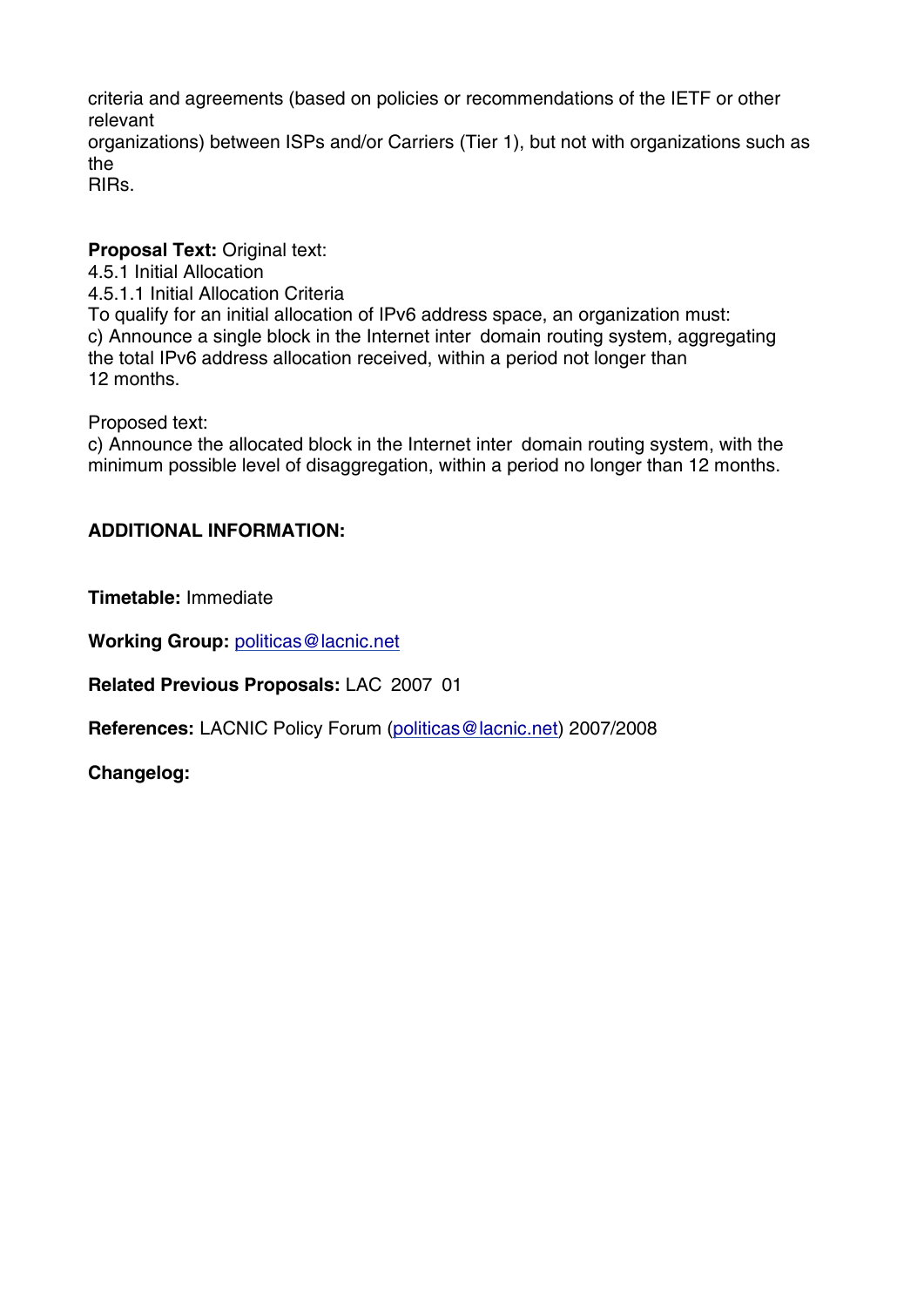criteria and agreements (based on policies or recommendations of the IETF or other relevant
organizations) between ISPs and/or Carriers (Tier 1), but not with organizations such as the
RIRs.

**Proposal Text:** Original text:
4.5.1 Initial Allocation
4.5.1.1 Initial Allocation Criteria
To qualify for an initial allocation of IPv6 address space, an organization must:
c) Announce a single block in the Internet inter domain routing system, aggregating the total IPv6 address allocation received, within a period not longer than 12 months.

Proposed text:
c) Announce the allocated block in the Internet inter domain routing system, with the minimum possible level of disaggregation, within a period no longer than 12 months.

**ADDITIONAL INFORMATION:**

**Timetable:** Immediate

**Working Group:** politicas@lacnic.net

**Related Previous Proposals:** LAC 2007 01

**References:** LACNIC Policy Forum (politicas@lacnic.net) 2007/2008

**Changelog:**